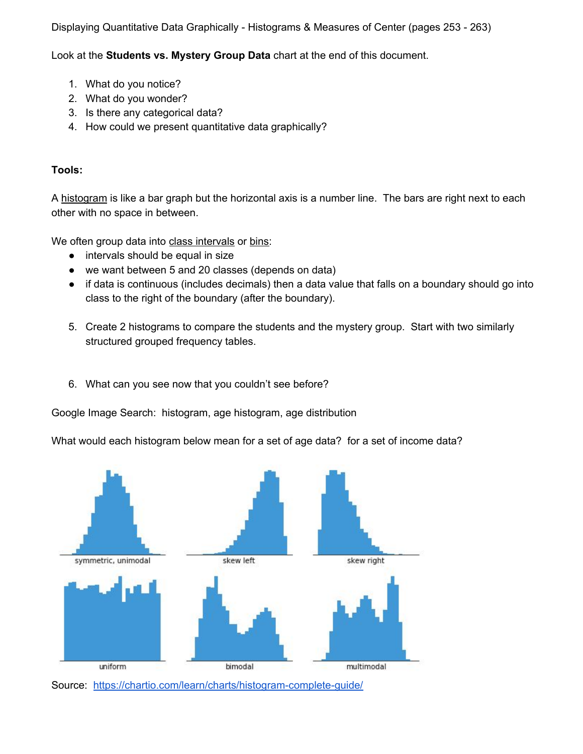Displaying Quantitative Data Graphically - Histograms & Measures of Center (pages 253 - 263)

Look at the **Students vs. Mystery Group Data** chart at the end of this document.

1. What do you notice?
2. What do you wonder?
3. Is there any categorical data?
4. How could we present quantitative data graphically?

**Tools:**

A histogram is like a bar graph but the horizontal axis is a number line. The bars are right next to each other with no space in between.

We often group data into class intervals or bins:

- intervals should be equal in size
- we want between 5 and 20 classes (depends on data)
- if data is continuous (includes decimals) then a data value that falls on a boundary should go into class to the right of the boundary (after the boundary).

5. Create 2 histograms to compare the students and the mystery group. Start with two similarly structured grouped frequency tables.

6. What can you see now that you couldn't see before?

Google Image Search: histogram, age histogram, age distribution

What would each histogram below mean for a set of age data? for a set of income data?

symmetric, unimodal | skew left | skew right

uniform | bimodal | multimodal

Source: https://chartio.com/learn/charts/histogram-complete-guide/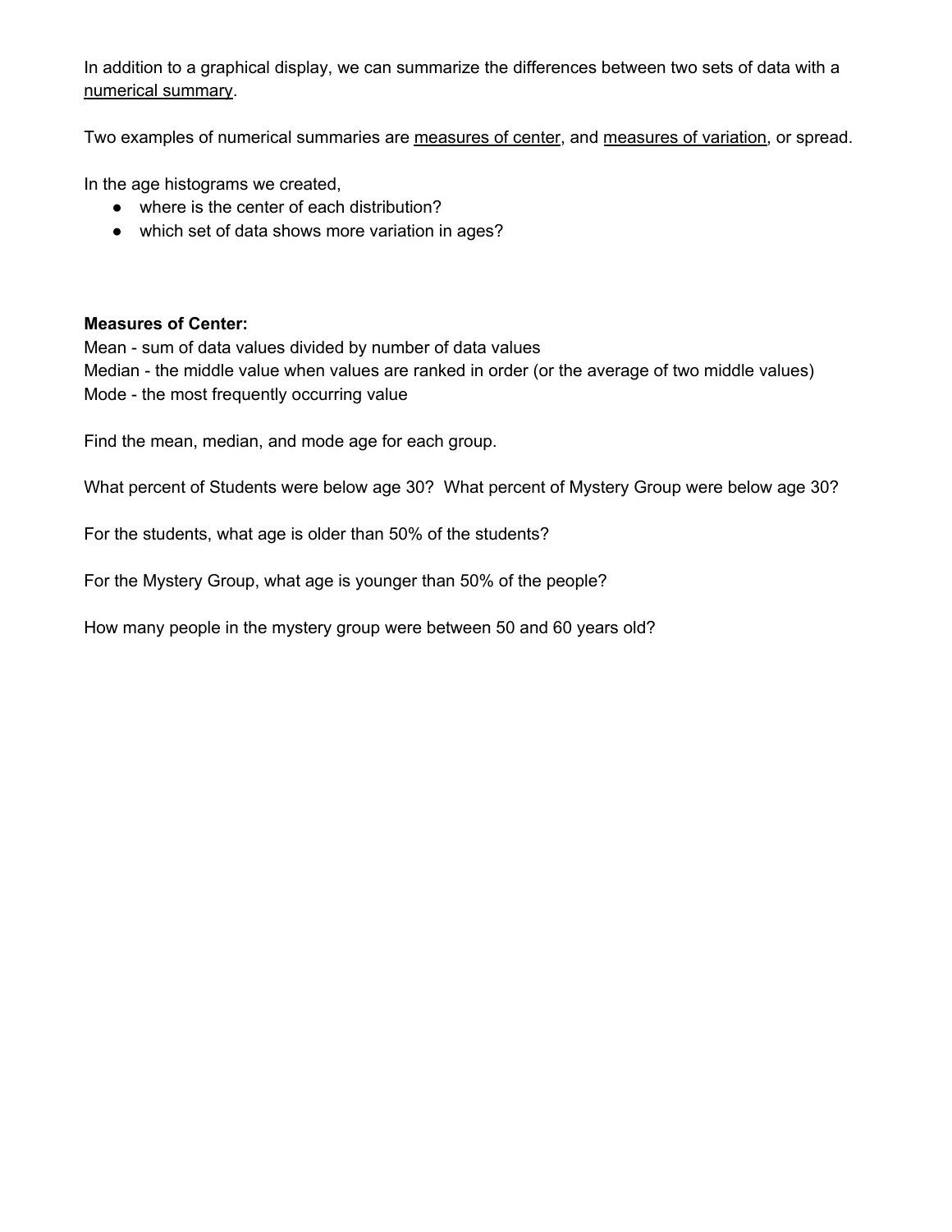In addition to a graphical display, we can summarize the differences between two sets of data with a <u>numerical summary</u>.

Two examples of numerical summaries are <u>measures of center</u>, and <u>measures of variation</u>, or spread.

In the age histograms we created,

- where is the center of each distribution?
- which set of data shows more variation in ages?

**Measures of Center:**
Mean - sum of data values divided by number of data values
Median - the middle value when values are ranked in order (or the average of two middle values)
Mode - the most frequently occurring value

Find the mean, median, and mode age for each group.

What percent of Students were below age 30? What percent of Mystery Group were below age 30?

For the students, what age is older than 50% of the students?

For the Mystery Group, what age is younger than 50% of the people?

How many people in the mystery group were between 50 and 60 years old?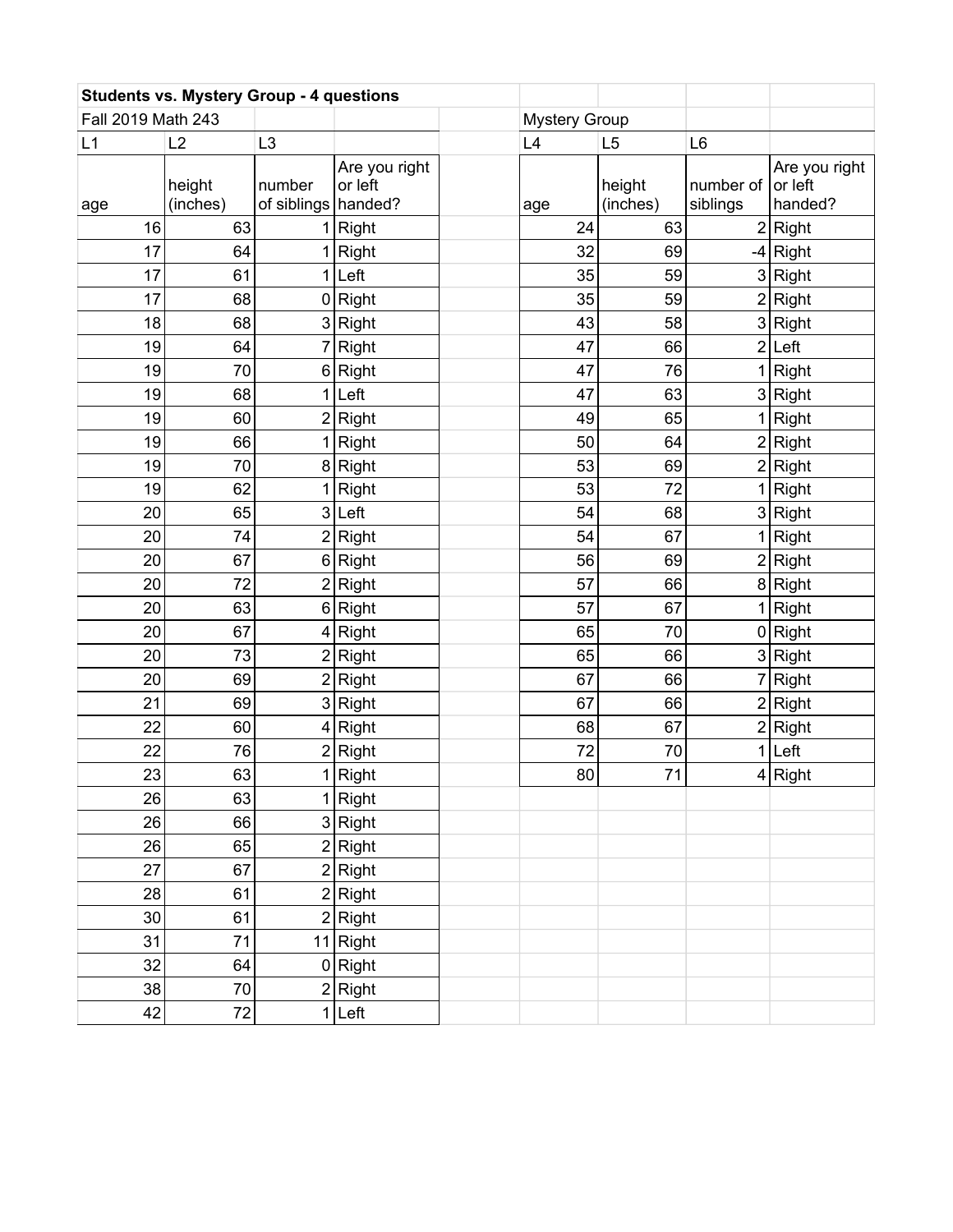**Students vs. Mystery Group - 4 questions**

| Fall 2019 Math 243 | | | | | Mystery Group | | | |
|---|---|---|---|---|---|---|---|---|
| L1 | L2 | L3 | | | L4 | L5 | L6 | |
| age | height (inches) | number of siblings | Are you right or left handed? | | age | height (inches) | number of siblings | Are you right or left handed? |
| 16 | 63 | 1 | Right | | 24 | 63 | 2 | Right |
| 17 | 64 | 1 | Right | | 32 | 69 | -4 | Right |
| 17 | 61 | 1 | Left | | 35 | 59 | 3 | Right |
| 17 | 68 | 0 | Right | | 35 | 59 | 2 | Right |
| 18 | 68 | 3 | Right | | 43 | 58 | 3 | Right |
| 19 | 64 | 7 | Right | | 47 | 66 | 2 | Left |
| 19 | 70 | 6 | Right | | 47 | 76 | 1 | Right |
| 19 | 68 | 1 | Left | | 47 | 63 | 3 | Right |
| 19 | 60 | 2 | Right | | 49 | 65 | 1 | Right |
| 19 | 66 | 1 | Right | | 50 | 64 | 2 | Right |
| 19 | 70 | 8 | Right | | 53 | 69 | 2 | Right |
| 19 | 62 | 1 | Right | | 53 | 72 | 1 | Right |
| 20 | 65 | 3 | Left | | 54 | 68 | 3 | Right |
| 20 | 74 | 2 | Right | | 54 | 67 | 1 | Right |
| 20 | 67 | 6 | Right | | 56 | 69 | 2 | Right |
| 20 | 72 | 2 | Right | | 57 | 66 | 8 | Right |
| 20 | 63 | 6 | Right | | 57 | 67 | 1 | Right |
| 20 | 67 | 4 | Right | | 65 | 70 | 0 | Right |
| 20 | 73 | 2 | Right | | 65 | 66 | 3 | Right |
| 20 | 69 | 2 | Right | | 67 | 66 | 7 | Right |
| 21 | 69 | 3 | Right | | 67 | 66 | 2 | Right |
| 22 | 60 | 4 | Right | | 68 | 67 | 2 | Right |
| 22 | 76 | 2 | Right | | 72 | 70 | 1 | Left |
| 23 | 63 | 1 | Right | | 80 | 71 | 4 | Right |
| 26 | 63 | 1 | Right | | | | | |
| 26 | 66 | 3 | Right | | | | | |
| 26 | 65 | 2 | Right | | | | | |
| 27 | 67 | 2 | Right | | | | | |
| 28 | 61 | 2 | Right | | | | | |
| 30 | 61 | 2 | Right | | | | | |
| 31 | 71 | 11 | Right | | | | | |
| 32 | 64 | 0 | Right | | | | | |
| 38 | 70 | 2 | Right | | | | | |
| 42 | 72 | 1 | Left | | | | | |